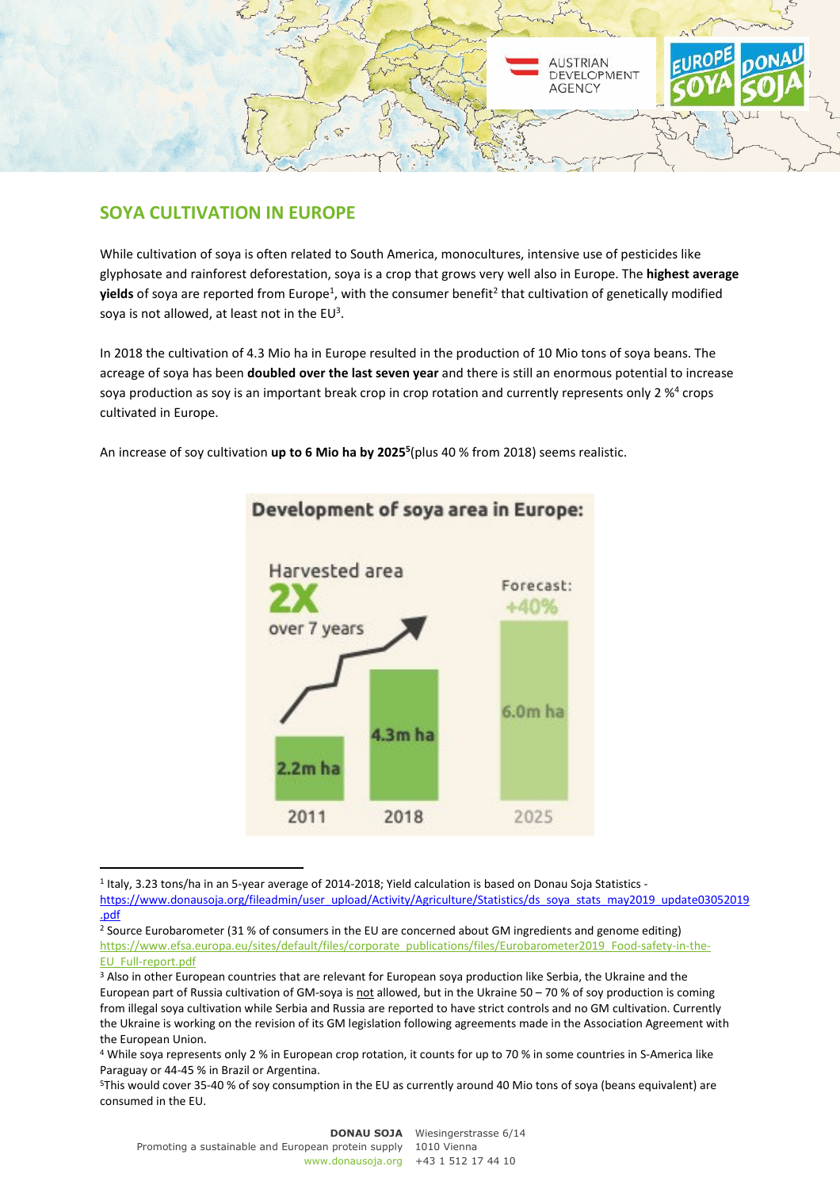## SOYA CULTIVATION IN EUROPE

While cultivation of soya is often related to South America, monocultures, intensive use of pesticides like glyphosate and rainforest deforestation, soya is a crop that grows very well also in Europe. The **highest average yields** of soya are reported from Europe[1], with the consumer benefit[2] that cultivation of genetically modified soya is not allowed, at least not in the EU[3].

In 2018 the cultivation of 4.3 Mio ha in Europe resulted in the production of 10 Mio tons of soya beans. The acreage of soya has been **doubled over the last seven year** and there is still an enormous potential to increase soya production as soy is an important break crop in crop rotation and currently represents only 2 %[4] crops cultivated in Europe.

An increase of soy cultivation **up to 6 Mio ha by 2025[5]**(plus 40 % from 2018) seems realistic.

**Development of soya area in Europe:**

Harvested area **2X** over 7 years

| Year | Area |
|---|---|
| 2011 | 2.2m ha |
| 2018 | 4.3m ha |
| 2025 (Forecast: +40%) | 6.0m ha |

---

[1] Italy, 3.23 tons/ha in an 5-year average of 2014-2018; Yield calculation is based on Donau Soja Statistics - https://www.donausoja.org/fileadmin/user_upload/Activity/Agriculture/Statistics/ds_soya_stats_may2019_update03052019.pdf

[2] Source Eurobarometer (31 % of consumers in the EU are concerned about GM ingredients and genome editing) https://www.efsa.europa.eu/sites/default/files/corporate_publications/files/Eurobarometer2019_Food-safety-in-the-EU_Full-report.pdf

[3] Also in other European countries that are relevant for European soya production like Serbia, the Ukraine and the European part of Russia cultivation of GM-soya is not allowed, but in the Ukraine 50 – 70 % of soy production is coming from illegal soya cultivation while Serbia and Russia are reported to have strict controls and no GM cultivation. Currently the Ukraine is working on the revision of its GM legislation following agreements made in the Association Agreement with the European Union.

[4] While soya represents only 2 % in European crop rotation, it counts for up to 70 % in some countries in S-America like Paraguay or 44-45 % in Brazil or Argentina.

[5] This would cover 35-40 % of soy consumption in the EU as currently around 40 Mio tons of soya (beans equivalent) are consumed in the EU.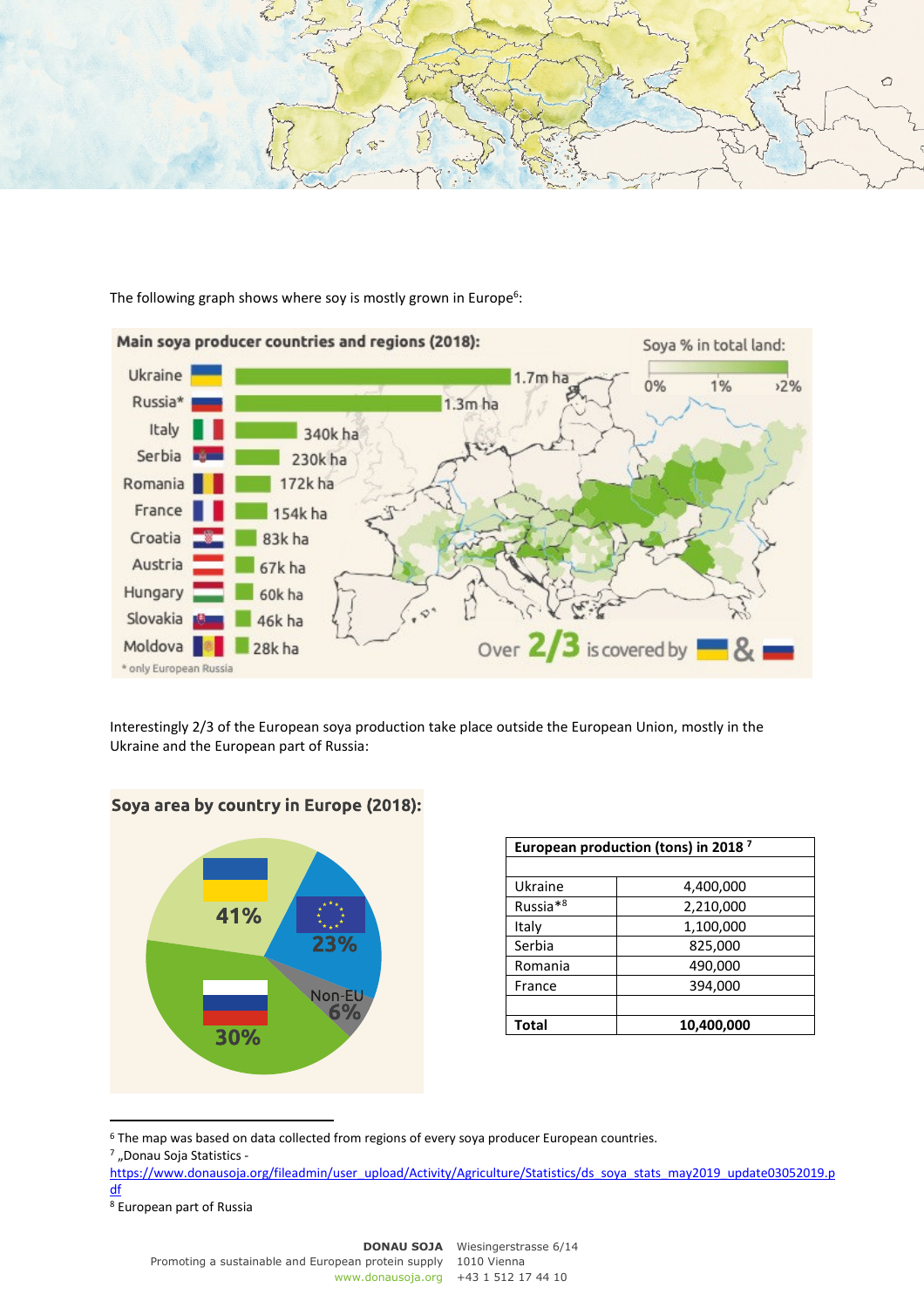The following graph shows where soy is mostly grown in Europe[6]:

Main soya producer countries and regions (2018):

| Country | Area |
|---|---|
| Ukraine | 1.7m ha |
| Russia* | 1.3m ha |
| Italy | 340k ha |
| Serbia | 230k ha |
| Romania | 172k ha |
| France | 154k ha |
| Croatia | 83k ha |
| Austria | 67k ha |
| Hungary | 60k ha |
| Slovakia | 46k ha |
| Moldova | 28k ha |

\* only European Russia

Soya % in total land: 0% 1% ›2%

Over 2/3 is covered by Ukraine & Russia

Interestingly 2/3 of the European soya production take place outside the European Union, mostly in the Ukraine and the European part of Russia:

Soya area by country in Europe (2018):

- Ukraine: 41%
- Russia: 30%
- EU: 23%
- Non-EU: 6%

| European production (tons) in 2018 [7] | |
|---|---|
| | |
| Ukraine | 4,400,000 |
| Russia*[8] | 2,210,000 |
| Italy | 1,100,000 |
| Serbia | 825,000 |
| Romania | 490,000 |
| France | 394,000 |
| | |
| **Total** | **10,400,000** |

---

[6] The map was based on data collected from regions of every soya producer European countries.

[7] „Donau Soja Statistics - https://www.donausoja.org/fileadmin/user_upload/Activity/Agriculture/Statistics/ds_soya_stats_may2019_update03052019.pdf

[8] European part of Russia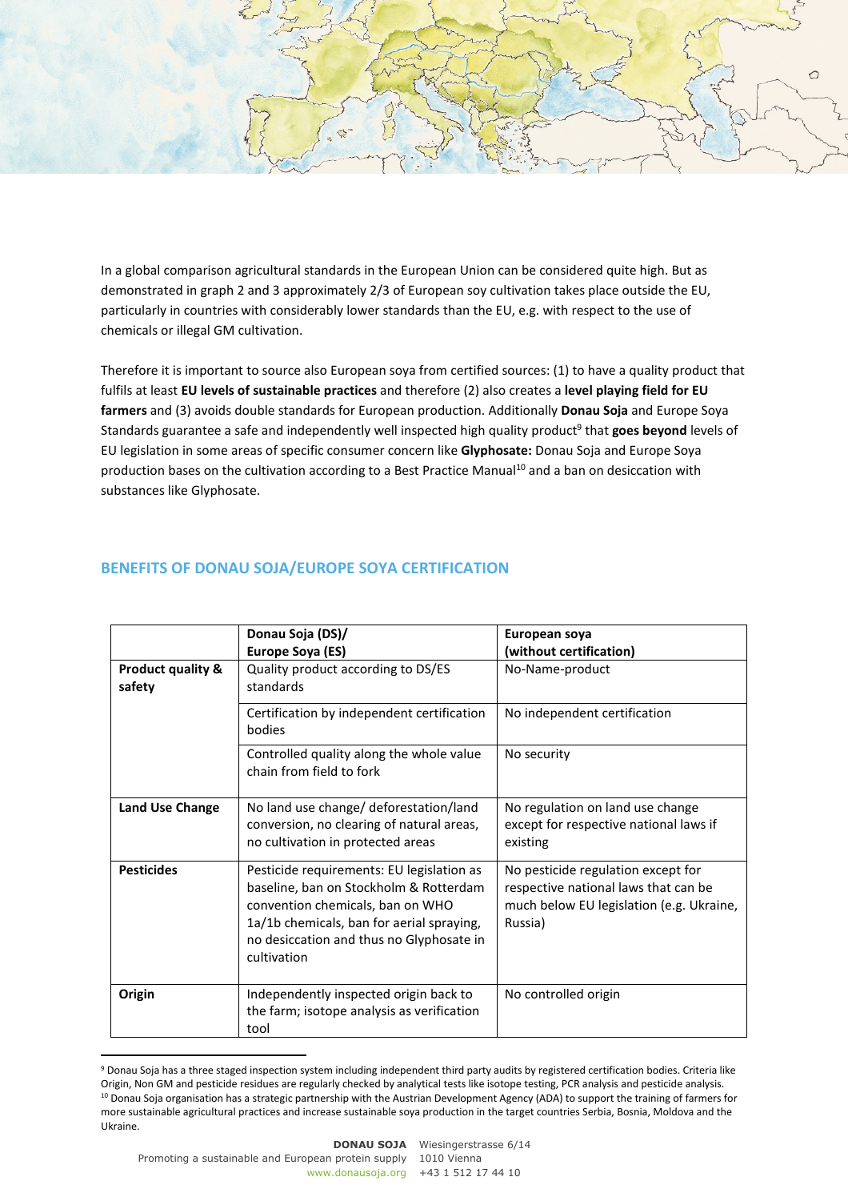In a global comparison agricultural standards in the European Union can be considered quite high. But as demonstrated in graph 2 and 3 approximately 2/3 of European soy cultivation takes place outside the EU, particularly in countries with considerably lower standards than the EU, e.g. with respect to the use of chemicals or illegal GM cultivation.

Therefore it is important to source also European soya from certified sources: (1) to have a quality product that fulfils at least **EU levels of sustainable practices** and therefore (2) also creates a **level playing field for EU farmers** and (3) avoids double standards for European production. Additionally **Donau Soja** and Europe Soya Standards guarantee a safe and independently well inspected high quality product[9] that **goes beyond** levels of EU legislation in some areas of specific consumer concern like **Glyphosate:** Donau Soja and Europe Soya production bases on the cultivation according to a Best Practice Manual[10] and a ban on desiccation with substances like Glyphosate.

## BENEFITS OF DONAU SOJA/EUROPE SOYA CERTIFICATION

| | **Donau Soja (DS)/ Europe Soya (ES)** | **European soya (without certification)** |
|---|---|---|
| **Product quality & safety** | Quality product according to DS/ES standards | No-Name-product |
| | Certification by independent certification bodies | No independent certification |
| | Controlled quality along the whole value chain from field to fork | No security |
| **Land Use Change** | No land use change/ deforestation/land conversion, no clearing of natural areas, no cultivation in protected areas | No regulation on land use change except for respective national laws if existing |
| **Pesticides** | Pesticide requirements: EU legislation as baseline, ban on Stockholm & Rotterdam convention chemicals, ban on WHO 1a/1b chemicals, ban for aerial spraying, no desiccation and thus no Glyphosate in cultivation | No pesticide regulation except for respective national laws that can be much below EU legislation (e.g. Ukraine, Russia) |
| **Origin** | Independently inspected origin back to the farm; isotope analysis as verification tool | No controlled origin |

[9] Donau Soja has a three staged inspection system including independent third party audits by registered certification bodies. Criteria like Origin, Non GM and pesticide residues are regularly checked by analytical tests like isotope testing, PCR analysis and pesticide analysis.

[10] Donau Soja organisation has a strategic partnership with the Austrian Development Agency (ADA) to support the training of farmers for more sustainable agricultural practices and increase sustainable soya production in the target countries Serbia, Bosnia, Moldova and the Ukraine.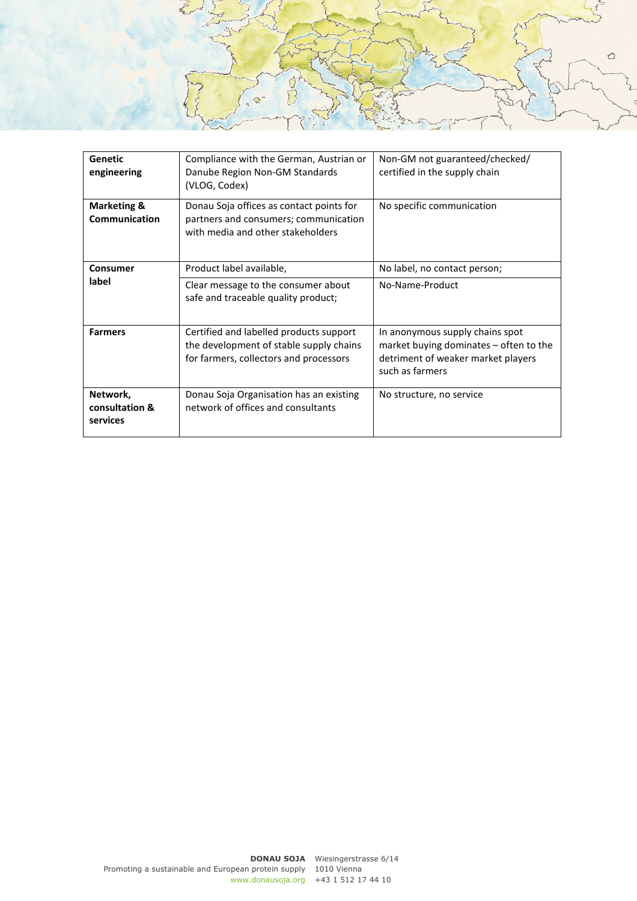| | | |
|---|---|---|
| **Genetic engineering** | Compliance with the German, Austrian or Danube Region Non-GM Standards (VLOG, Codex) | Non-GM not guaranteed/checked/ certified in the supply chain |
| **Marketing & Communication** | Donau Soja offices as contact points for partners and consumers; communication with media and other stakeholders | No specific communication |
| **Consumer label** | Product label available, | No label, no contact person; |
| | Clear message to the consumer about safe and traceable quality product; | No-Name-Product |
| **Farmers** | Certified and labelled products support the development of stable supply chains for farmers, collectors and processors | In anonymous supply chains spot market buying dominates – often to the detriment of weaker market players such as farmers |
| **Network, consultation & services** | Donau Soja Organisation has an existing network of offices and consultants | No structure, no service |